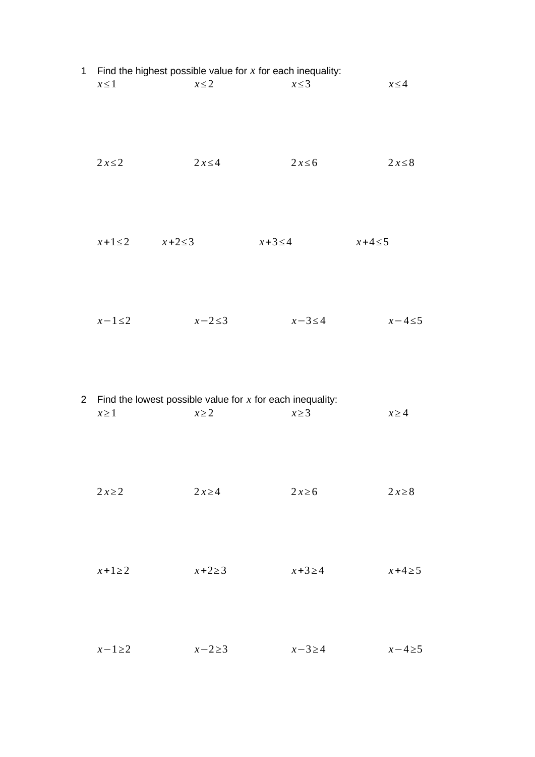1 Find the highest possible value for $x$ for each inequality:

$x \leq 1$ $x \leq 2$ $x \leq 3$ $x \leq 4$

$2x \leq 2$ $2x \leq 4$ $2x \leq 6$ $2x \leq 8$

$x+1 \leq 2$ $x+2 \leq 3$ $x+3 \leq 4$ $x+4 \leq 5$

$x-1 \leq 2$ $x-2 \leq 3$ $x-3 \leq 4$ $x-4 \leq 5$

2 Find the lowest possible value for $x$ for each inequality:

$x \geq 1$ $x \geq 2$ $x \geq 3$ $x \geq 4$

$2x \geq 2$ $2x \geq 4$ $2x \geq 6$ $2x \geq 8$

$x+1 \geq 2$ $x+2 \geq 3$ $x+3 \geq 4$ $x+4 \geq 5$

$x-1 \geq 2$ $x-2 \geq 3$ $x-3 \geq 4$ $x-4 \geq 5$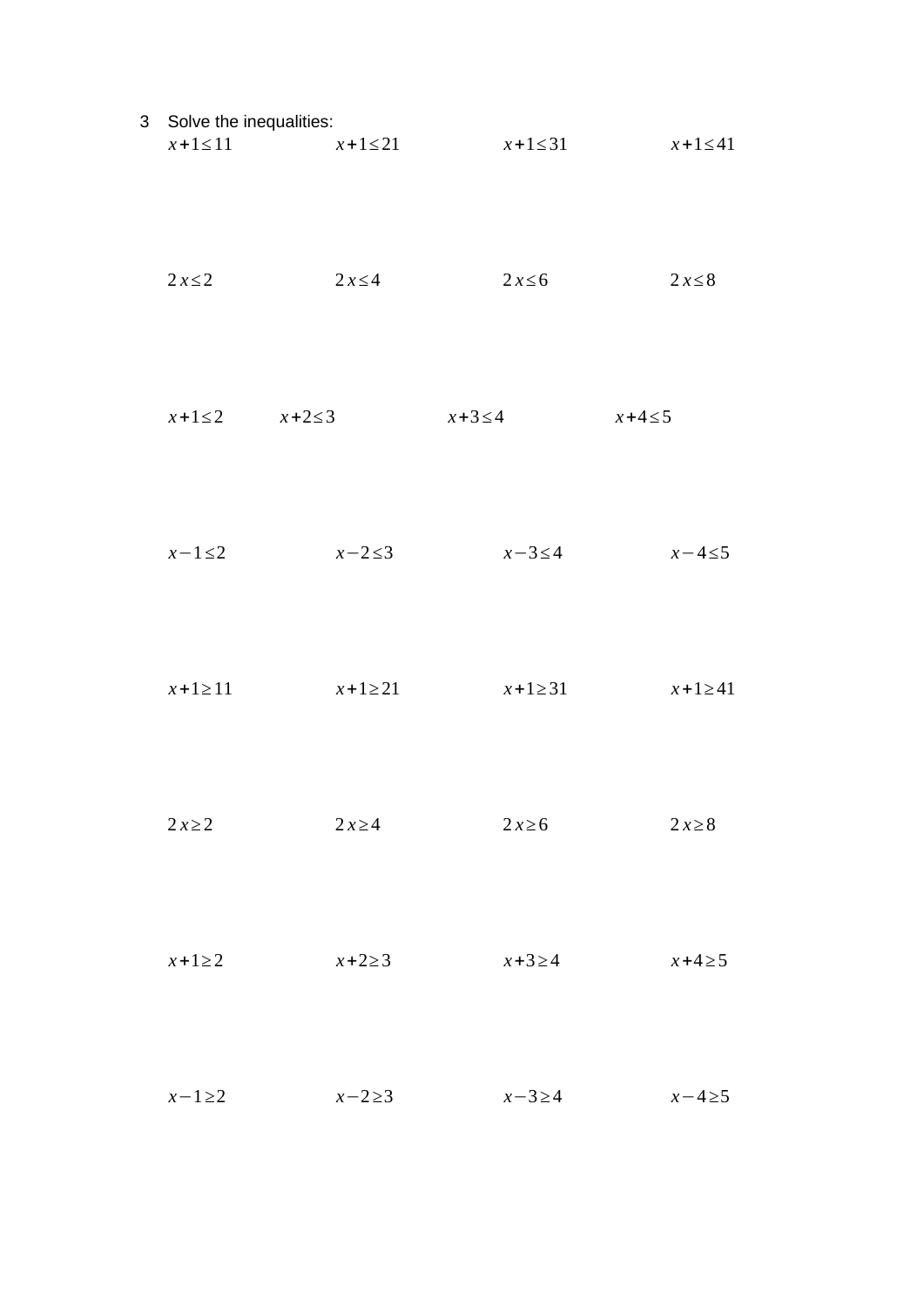3 Solve the inequalities:

$x+1\leq 11$ $\quad\quad$ $x+1\leq 21$ $\quad\quad$ $x+1\leq 31$ $\quad\quad$ $x+1\leq 41$

$2x\leq 2$ $\quad\quad$ $2x\leq 4$ $\quad\quad$ $2x\leq 6$ $\quad\quad$ $2x\leq 8$

$x+1\leq 2$ $\quad\quad$ $x+2\leq 3$ $\quad\quad$ $x+3\leq 4$ $\quad\quad$ $x+4\leq 5$

$x-1\leq 2$ $\quad\quad$ $x-2\leq 3$ $\quad\quad$ $x-3\leq 4$ $\quad\quad$ $x-4\leq 5$

$x+1\geq 11$ $\quad\quad$ $x+1\geq 21$ $\quad\quad$ $x+1\geq 31$ $\quad\quad$ $x+1\geq 41$

$2x\geq 2$ $\quad\quad$ $2x\geq 4$ $\quad\quad$ $2x\geq 6$ $\quad\quad$ $2x\geq 8$

$x+1\geq 2$ $\quad\quad$ $x+2\geq 3$ $\quad\quad$ $x+3\geq 4$ $\quad\quad$ $x+4\geq 5$

$x-1\geq 2$ $\quad\quad$ $x-2\geq 3$ $\quad\quad$ $x-3\geq 4$ $\quad\quad$ $x-4\geq 5$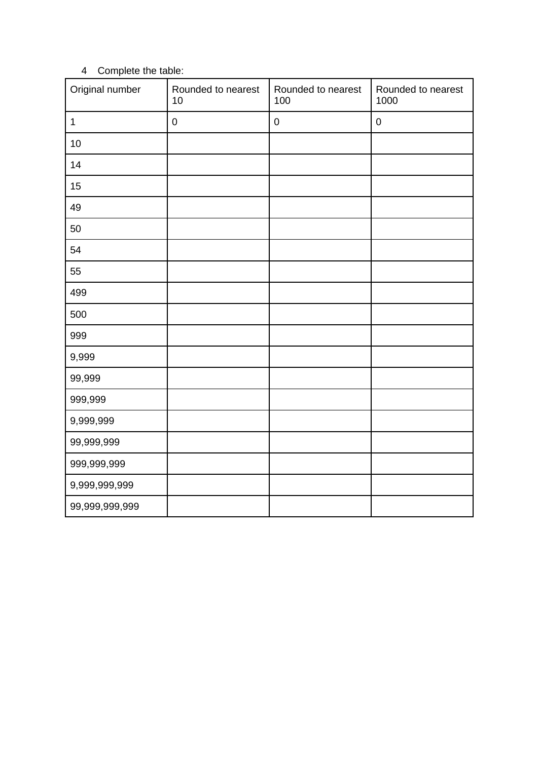4 Complete the table:

| Original number | Rounded to nearest 10 | Rounded to nearest 100 | Rounded to nearest 1000 |
|---|---|---|---|
| 1 | 0 | 0 | 0 |
| 10 | | | |
| 14 | | | |
| 15 | | | |
| 49 | | | |
| 50 | | | |
| 54 | | | |
| 55 | | | |
| 499 | | | |
| 500 | | | |
| 999 | | | |
| 9,999 | | | |
| 99,999 | | | |
| 999,999 | | | |
| 9,999,999 | | | |
| 99,999,999 | | | |
| 999,999,999 | | | |
| 9,999,999,999 | | | |
| 99,999,999,999 | | | |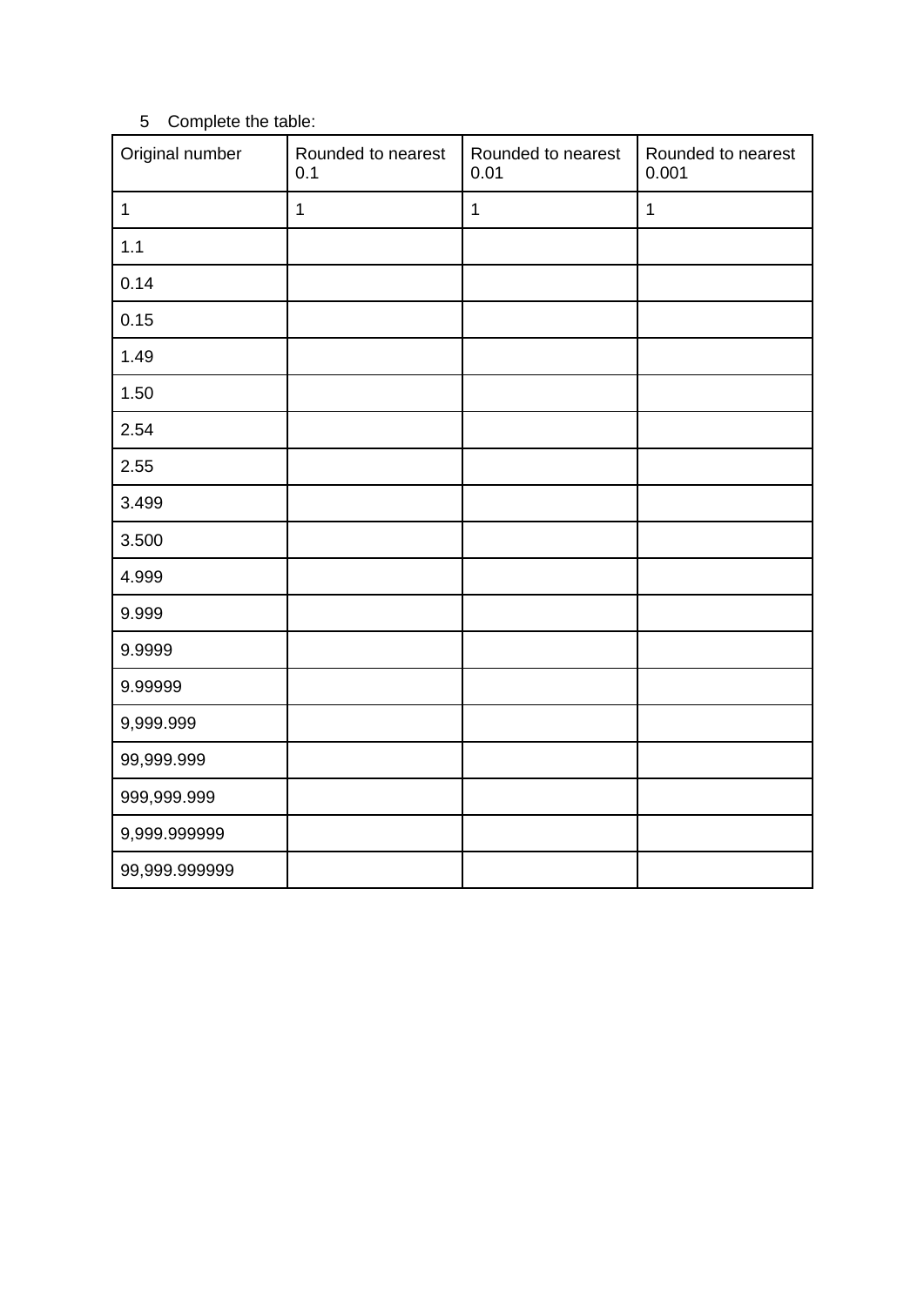5 Complete the table:

| Original number | Rounded to nearest 0.1 | Rounded to nearest 0.01 | Rounded to nearest 0.001 |
|---|---|---|---|
| 1 | 1 | 1 | 1 |
| 1.1 | | | |
| 0.14 | | | |
| 0.15 | | | |
| 1.49 | | | |
| 1.50 | | | |
| 2.54 | | | |
| 2.55 | | | |
| 3.499 | | | |
| 3.500 | | | |
| 4.999 | | | |
| 9.999 | | | |
| 9.9999 | | | |
| 9.99999 | | | |
| 9,999.999 | | | |
| 99,999.999 | | | |
| 999,999.999 | | | |
| 9,999.999999 | | | |
| 99,999.999999 | | | |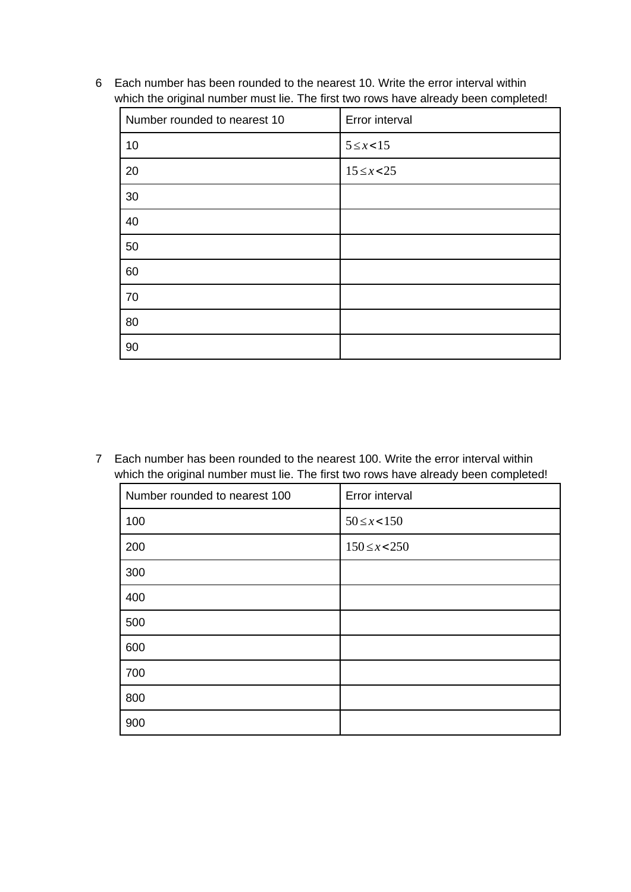6 Each number has been rounded to the nearest 10. Write the error interval within which the original number must lie. The first two rows have already been completed!

| Number rounded to nearest 10 | Error interval |
|---|---|
| 10 | $5 \le x < 15$ |
| 20 | $15 \le x < 25$ |
| 30 | |
| 40 | |
| 50 | |
| 60 | |
| 70 | |
| 80 | |
| 90 | |

7 Each number has been rounded to the nearest 100. Write the error interval within which the original number must lie. The first two rows have already been completed!

| Number rounded to nearest 100 | Error interval |
|---|---|
| 100 | $50 \le x < 150$ |
| 200 | $150 \le x < 250$ |
| 300 | |
| 400 | |
| 500 | |
| 600 | |
| 700 | |
| 800 | |
| 900 | |